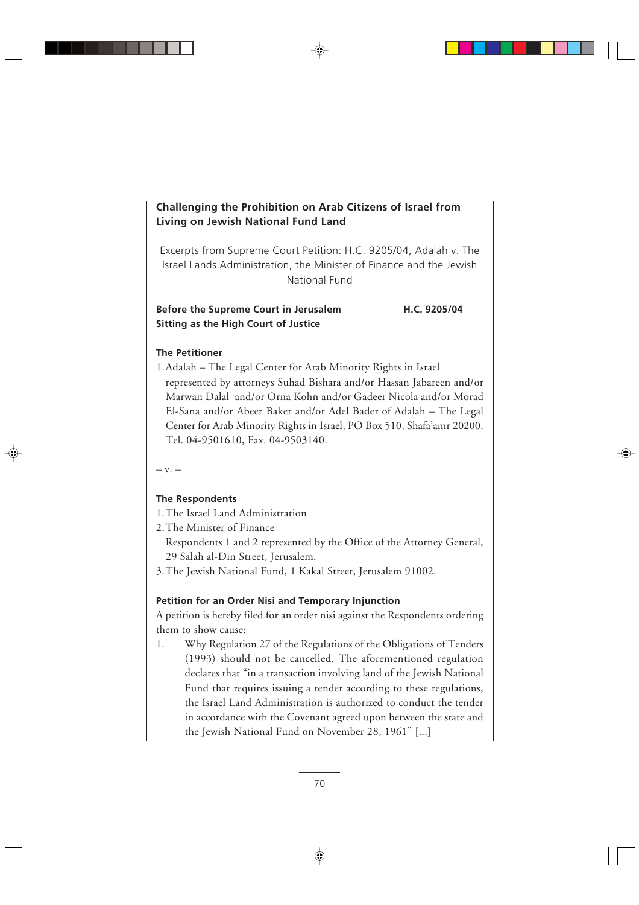## Challenging the Prohibition on Arab Citizens of Israel from Living on Jewish National Fund Land

Excerpts from Supreme Court Petition: H.C. 9205/04, Adalah v. The Israel Lands Administration, the Minister of Finance and the Jewish National Fund

**Before the Supreme Court in Jerusalem** **H.C. 9205/04**
**Sitting as the High Court of Justice**

**The Petitioner**

1. Adalah – The Legal Center for Arab Minority Rights in Israel represented by attorneys Suhad Bishara and/or Hassan Jabareen and/or Marwan Dalal and/or Orna Kohn and/or Gadeer Nicola and/or Morad El-Sana and/or Abeer Baker and/or Adel Bader of Adalah – The Legal Center for Arab Minority Rights in Israel, PO Box 510, Shafa'amr 20200. Tel. 04-9501610, Fax. 04-9503140.

– v. –

**The Respondents**

1. The Israel Land Administration
2. The Minister of Finance
   Respondents 1 and 2 represented by the Office of the Attorney General, 29 Salah al-Din Street, Jerusalem.
3. The Jewish National Fund, 1 Kakal Street, Jerusalem 91002.

**Petition for an Order Nisi and Temporary Injunction**

A petition is hereby filed for an order nisi against the Respondents ordering them to show cause:

1. Why Regulation 27 of the Regulations of the Obligations of Tenders (1993) should not be cancelled. The aforementioned regulation declares that "in a transaction involving land of the Jewish National Fund that requires issuing a tender according to these regulations, the Israel Land Administration is authorized to conduct the tender in accordance with the Covenant agreed upon between the state and the Jewish National Fund on November 28, 1961" [...]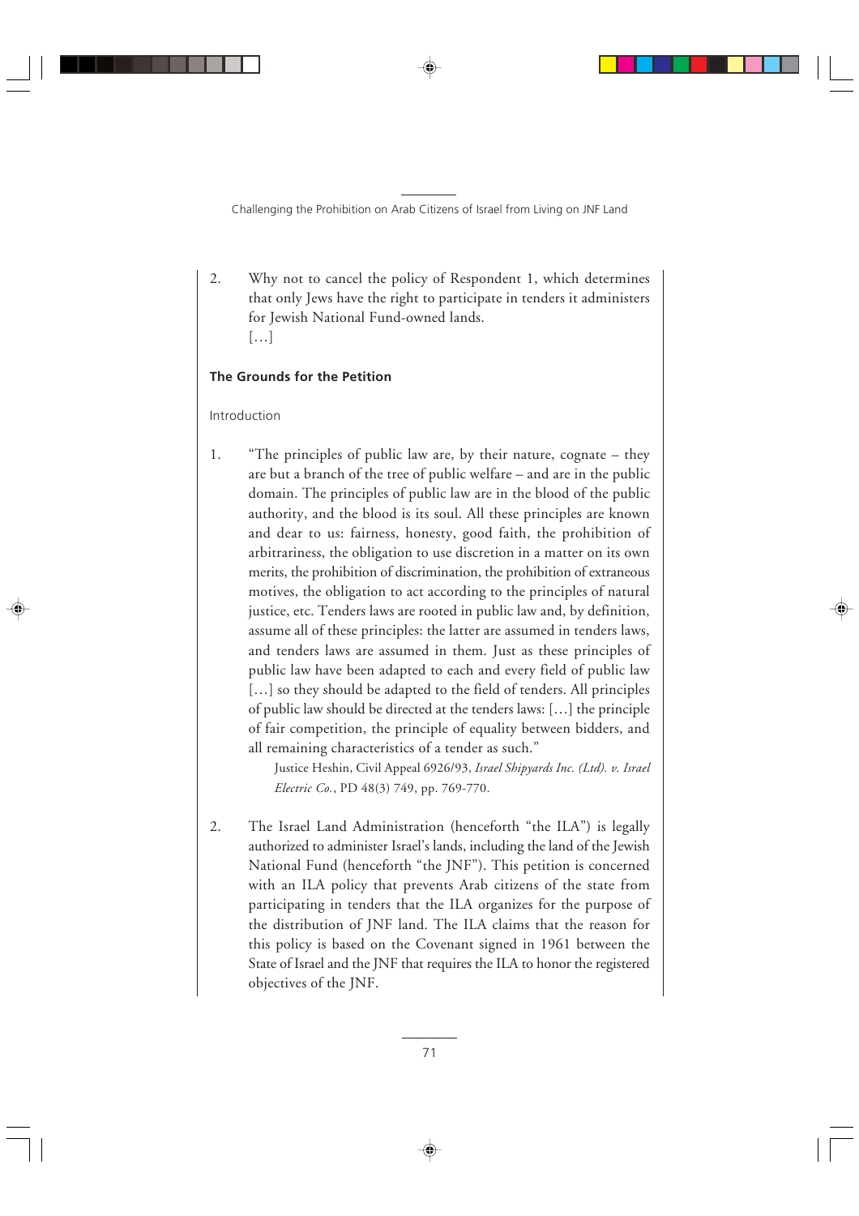2. Why not to cancel the policy of Respondent 1, which determines that only Jews have the right to participate in tenders it administers for Jewish National Fund-owned lands.
   […]

**The Grounds for the Petition**

Introduction

1. "The principles of public law are, by their nature, cognate – they are but a branch of the tree of public welfare – and are in the public domain. The principles of public law are in the blood of the public authority, and the blood is its soul. All these principles are known and dear to us: fairness, honesty, good faith, the prohibition of arbitrariness, the obligation to use discretion in a matter on its own merits, the prohibition of discrimination, the prohibition of extraneous motives, the obligation to act according to the principles of natural justice, etc. Tenders laws are rooted in public law and, by definition, assume all of these principles: the latter are assumed in tenders laws, and tenders laws are assumed in them. Just as these principles of public law have been adapted to each and every field of public law […] so they should be adapted to the field of tenders. All principles of public law should be directed at the tenders laws: […] the principle of fair competition, the principle of equality between bidders, and all remaining characteristics of a tender as such."

   Justice Heshin, Civil Appeal 6926/93, *Israel Shipyards Inc. (Ltd). v. Israel Electric Co.*, PD 48(3) 749, pp. 769-770.

2. The Israel Land Administration (henceforth "the ILA") is legally authorized to administer Israel's lands, including the land of the Jewish National Fund (henceforth "the JNF"). This petition is concerned with an ILA policy that prevents Arab citizens of the state from participating in tenders that the ILA organizes for the purpose of the distribution of JNF land. The ILA claims that the reason for this policy is based on the Covenant signed in 1961 between the State of Israel and the JNF that requires the ILA to honor the registered objectives of the JNF.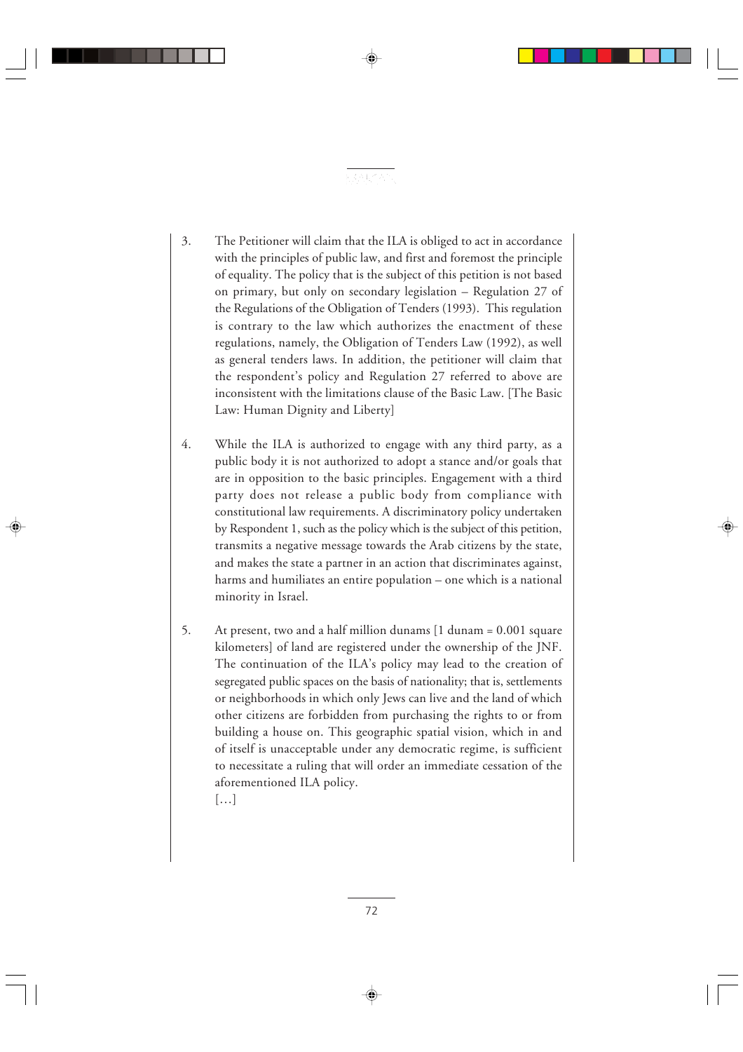3. The Petitioner will claim that the ILA is obliged to act in accordance with the principles of public law, and first and foremost the principle of equality. The policy that is the subject of this petition is not based on primary, but only on secondary legislation – Regulation 27 of the Regulations of the Obligation of Tenders (1993). This regulation is contrary to the law which authorizes the enactment of these regulations, namely, the Obligation of Tenders Law (1992), as well as general tenders laws. In addition, the petitioner will claim that the respondent's policy and Regulation 27 referred to above are inconsistent with the limitations clause of the Basic Law. [The Basic Law: Human Dignity and Liberty]

4. While the ILA is authorized to engage with any third party, as a public body it is not authorized to adopt a stance and/or goals that are in opposition to the basic principles. Engagement with a third party does not release a public body from compliance with constitutional law requirements. A discriminatory policy undertaken by Respondent 1, such as the policy which is the subject of this petition, transmits a negative message towards the Arab citizens by the state, and makes the state a partner in an action that discriminates against, harms and humiliates an entire population – one which is a national minority in Israel.

5. At present, two and a half million dunams [1 dunam = 0.001 square kilometers] of land are registered under the ownership of the JNF. The continuation of the ILA's policy may lead to the creation of segregated public spaces on the basis of nationality; that is, settlements or neighborhoods in which only Jews can live and the land of which other citizens are forbidden from purchasing the rights to or from building a house on. This geographic spatial vision, which in and of itself is unacceptable under any democratic regime, is sufficient to necessitate a ruling that will order an immediate cessation of the aforementioned ILA policy.
   […]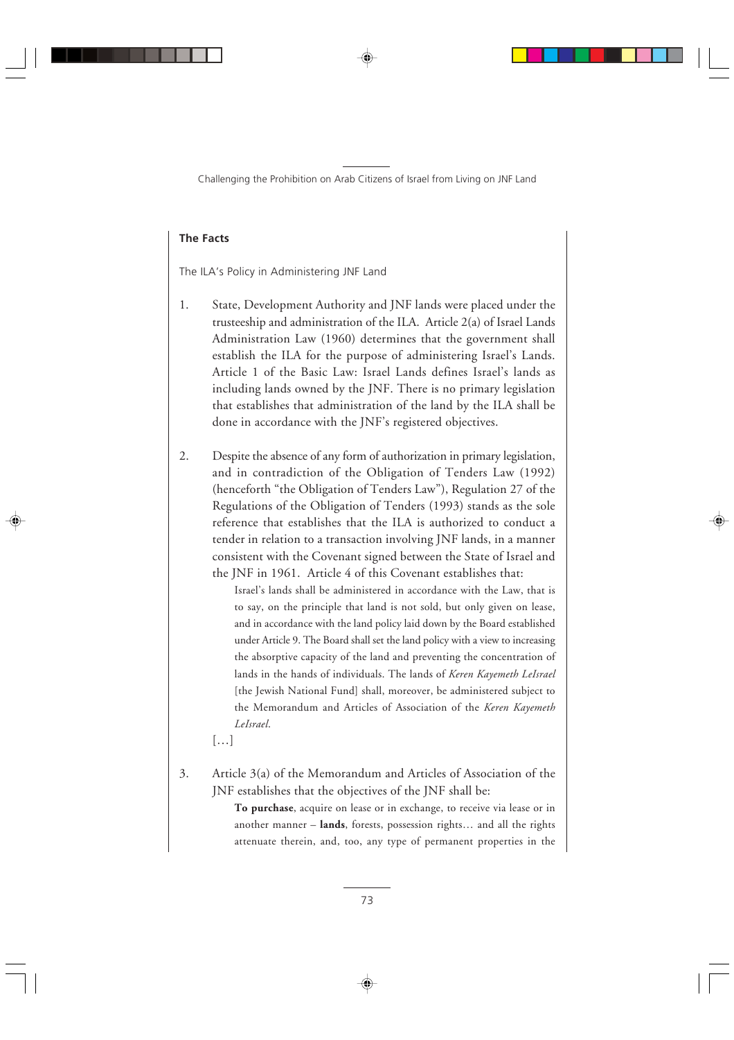## The Facts

The ILA's Policy in Administering JNF Land

1. State, Development Authority and JNF lands were placed under the trusteeship and administration of the ILA. Article 2(a) of Israel Lands Administration Law (1960) determines that the government shall establish the ILA for the purpose of administering Israel's Lands. Article 1 of the Basic Law: Israel Lands defines Israel's lands as including lands owned by the JNF. There is no primary legislation that establishes that administration of the land by the ILA shall be done in accordance with the JNF's registered objectives.

2. Despite the absence of any form of authorization in primary legislation, and in contradiction of the Obligation of Tenders Law (1992) (henceforth "the Obligation of Tenders Law"), Regulation 27 of the Regulations of the Obligation of Tenders (1993) stands as the sole reference that establishes that the ILA is authorized to conduct a tender in relation to a transaction involving JNF lands, in a manner consistent with the Covenant signed between the State of Israel and the JNF in 1961. Article 4 of this Covenant establishes that:

   > Israel's lands shall be administered in accordance with the Law, that is to say, on the principle that land is not sold, but only given on lease, and in accordance with the land policy laid down by the Board established under Article 9. The Board shall set the land policy with a view to increasing the absorptive capacity of the land and preventing the concentration of lands in the hands of individuals. The lands of *Keren Kayemeth LeIsrael* [the Jewish National Fund] shall, moreover, be administered subject to the Memorandum and Articles of Association of the *Keren Kayemeth LeIsrael*.

   […]

3. Article 3(a) of the Memorandum and Articles of Association of the JNF establishes that the objectives of the JNF shall be:

   > **To purchase**, acquire on lease or in exchange, to receive via lease or in another manner – **lands**, forests, possession rights… and all the rights attenuate therein, and, too, any type of permanent properties in the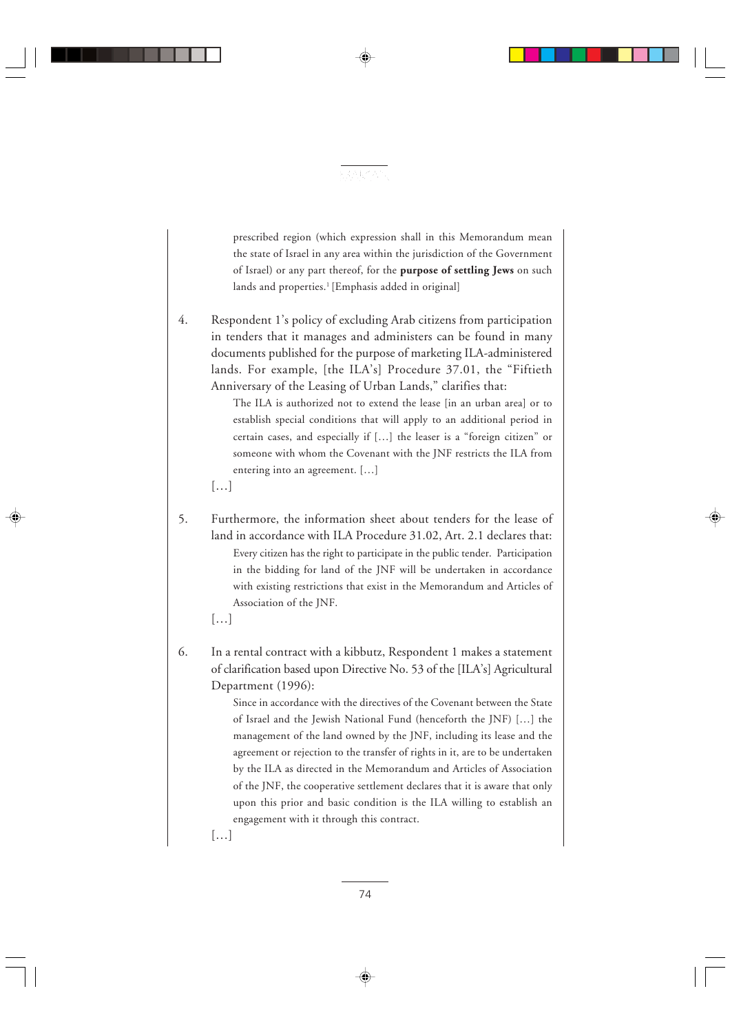prescribed region (which expression shall in this Memorandum mean the state of Israel in any area within the jurisdiction of the Government of Israel) or any part thereof, for the **purpose of settling Jews** on such lands and properties.[1] [Emphasis added in original]

4. Respondent 1's policy of excluding Arab citizens from participation in tenders that it manages and administers can be found in many documents published for the purpose of marketing ILA-administered lands. For example, [the ILA's] Procedure 37.01, the "Fiftieth Anniversary of the Leasing of Urban Lands," clarifies that:

   > The ILA is authorized not to extend the lease [in an urban area] or to establish special conditions that will apply to an additional period in certain cases, and especially if [...] the leaser is a "foreign citizen" or someone with whom the Covenant with the JNF restricts the ILA from entering into an agreement. [...]

   [...]

5. Furthermore, the information sheet about tenders for the lease of land in accordance with ILA Procedure 31.02, Art. 2.1 declares that:

   > Every citizen has the right to participate in the public tender. Participation in the bidding for land of the JNF will be undertaken in accordance with existing restrictions that exist in the Memorandum and Articles of Association of the JNF.

   [...]

6. In a rental contract with a kibbutz, Respondent 1 makes a statement of clarification based upon Directive No. 53 of the [ILA's] Agricultural Department (1996):

   > Since in accordance with the directives of the Covenant between the State of Israel and the Jewish National Fund (henceforth the JNF) [...] the management of the land owned by the JNF, including its lease and the agreement or rejection to the transfer of rights in it, are to be undertaken by the ILA as directed in the Memorandum and Articles of Association of the JNF, the cooperative settlement declares that it is aware that only upon this prior and basic condition is the ILA willing to establish an engagement with it through this contract.

   [...]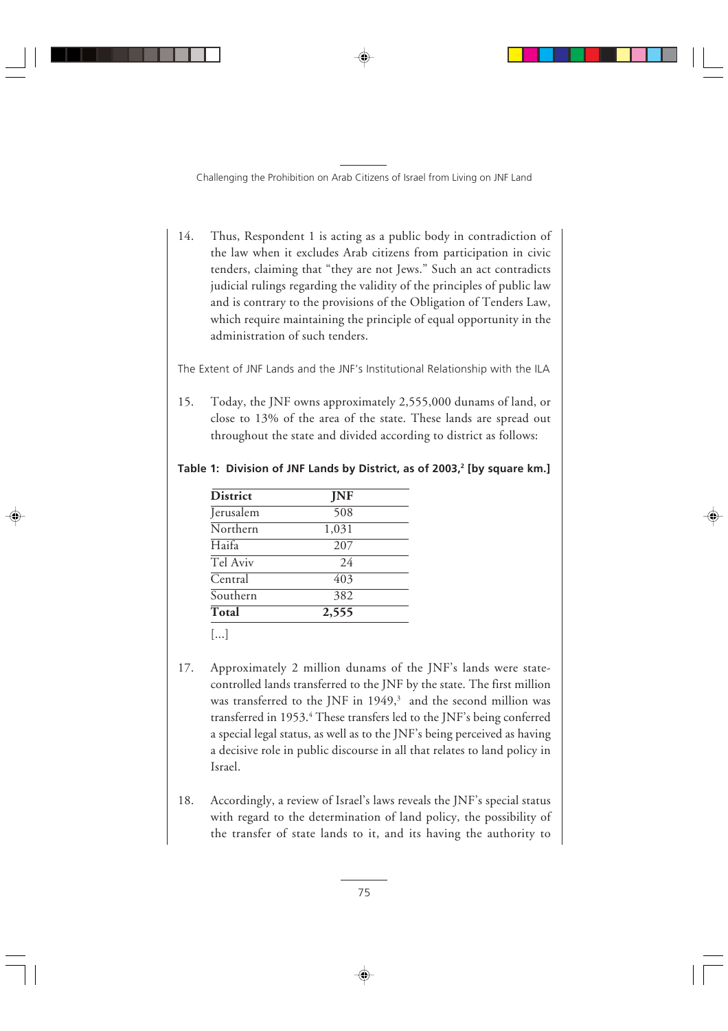14. Thus, Respondent 1 is acting as a public body in contradiction of the law when it excludes Arab citizens from participation in civic tenders, claiming that "they are not Jews." Such an act contradicts judicial rulings regarding the validity of the principles of public law and is contrary to the provisions of the Obligation of Tenders Law, which require maintaining the principle of equal opportunity in the administration of such tenders.

### The Extent of JNF Lands and the JNF's Institutional Relationship with the ILA

15. Today, the JNF owns approximately 2,555,000 dunams of land, or close to 13% of the area of the state. These lands are spread out throughout the state and divided according to district as follows:

**Table 1: Division of JNF Lands by District, as of 2003,[2] [by square km.]**

| District | JNF |
|---|---|
| Jerusalem | 508 |
| Northern | 1,031 |
| Haifa | 207 |
| Tel Aviv | 24 |
| Central | 403 |
| Southern | 382 |
| **Total** | **2,555** |

[...]

17. Approximately 2 million dunams of the JNF's lands were state-controlled lands transferred to the JNF by the state. The first million was transferred to the JNF in 1949,[3] and the second million was transferred in 1953.[4] These transfers led to the JNF's being conferred a special legal status, as well as to the JNF's being perceived as having a decisive role in public discourse in all that relates to land policy in Israel.

18. Accordingly, a review of Israel's laws reveals the JNF's special status with regard to the determination of land policy, the possibility of the transfer of state lands to it, and its having the authority to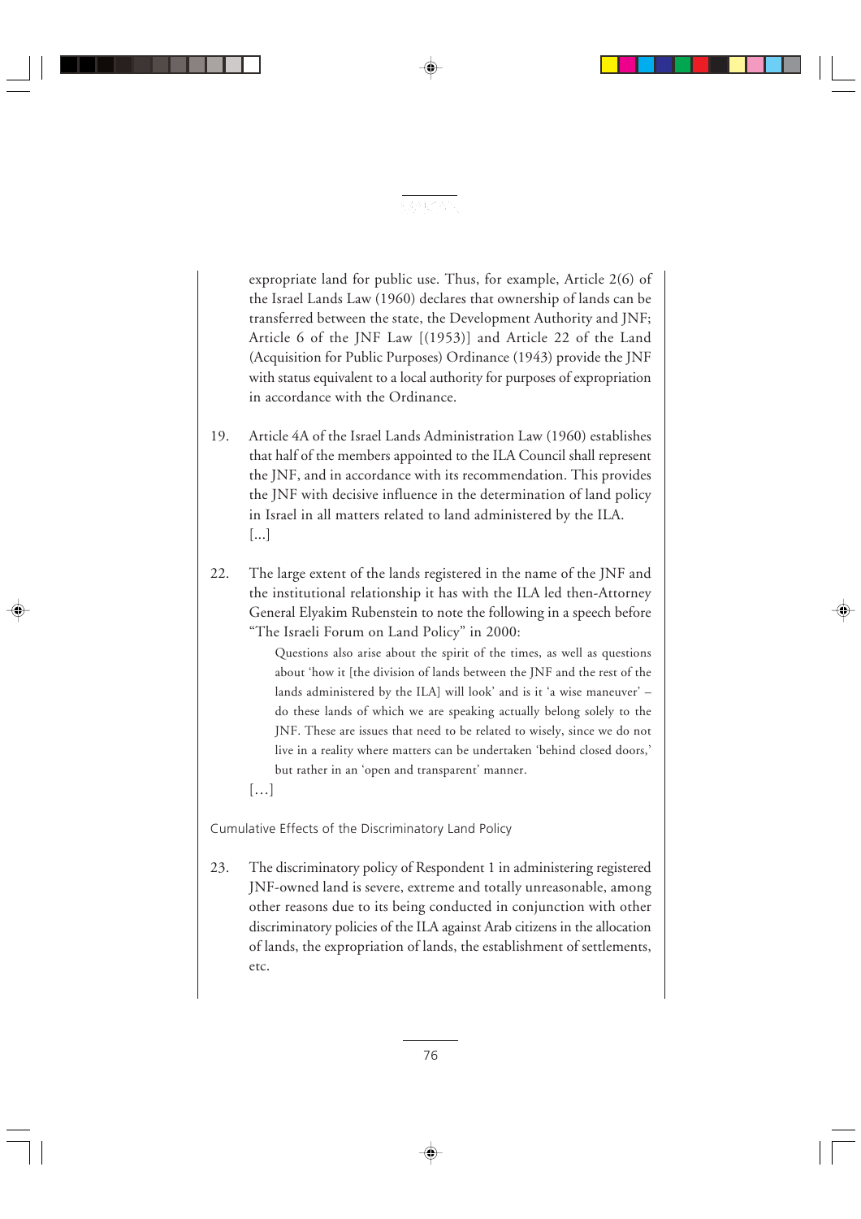expropriate land for public use. Thus, for example, Article 2(6) of the Israel Lands Law (1960) declares that ownership of lands can be transferred between the state, the Development Authority and JNF; Article 6 of the JNF Law [(1953)] and Article 22 of the Land (Acquisition for Public Purposes) Ordinance (1943) provide the JNF with status equivalent to a local authority for purposes of expropriation in accordance with the Ordinance.

19. Article 4A of the Israel Lands Administration Law (1960) establishes that half of the members appointed to the ILA Council shall represent the JNF, and in accordance with its recommendation. This provides the JNF with decisive influence in the determination of land policy in Israel in all matters related to land administered by the ILA.
[...]

22. The large extent of the lands registered in the name of the JNF and the institutional relationship it has with the ILA led then-Attorney General Elyakim Rubenstein to note the following in a speech before "The Israeli Forum on Land Policy" in 2000:

> Questions also arise about the spirit of the times, as well as questions about 'how it [the division of lands between the JNF and the rest of the lands administered by the ILA] will look' and is it 'a wise maneuver' – do these lands of which we are speaking actually belong solely to the JNF. These are issues that need to be related to wisely, since we do not live in a reality where matters can be undertaken 'behind closed doors,' but rather in an 'open and transparent' manner.

[…]

### Cumulative Effects of the Discriminatory Land Policy

23. The discriminatory policy of Respondent 1 in administering registered JNF-owned land is severe, extreme and totally unreasonable, among other reasons due to its being conducted in conjunction with other discriminatory policies of the ILA against Arab citizens in the allocation of lands, the expropriation of lands, the establishment of settlements, etc.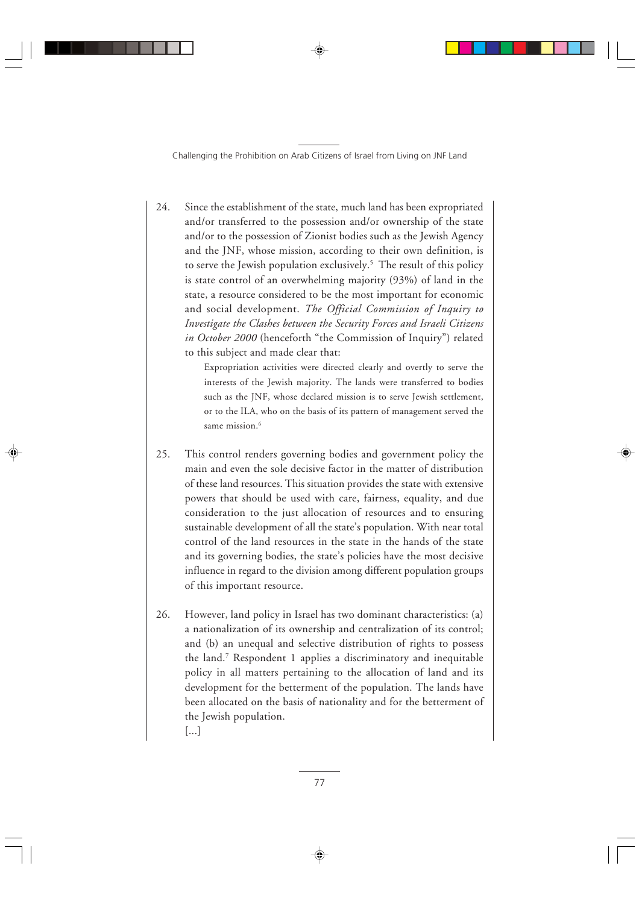24. Since the establishment of the state, much land has been expropriated and/or transferred to the possession and/or ownership of the state and/or to the possession of Zionist bodies such as the Jewish Agency and the JNF, whose mission, according to their own definition, is to serve the Jewish population exclusively.[5] The result of this policy is state control of an overwhelming majority (93%) of land in the state, a resource considered to be the most important for economic and social development. *The Official Commission of Inquiry to Investigate the Clashes between the Security Forces and Israeli Citizens in October 2000* (henceforth "the Commission of Inquiry") related to this subject and made clear that:

    > Expropriation activities were directed clearly and overtly to serve the interests of the Jewish majority. The lands were transferred to bodies such as the JNF, whose declared mission is to serve Jewish settlement, or to the ILA, who on the basis of its pattern of management served the same mission.[6]

25. This control renders governing bodies and government policy the main and even the sole decisive factor in the matter of distribution of these land resources. This situation provides the state with extensive powers that should be used with care, fairness, equality, and due consideration to the just allocation of resources and to ensuring sustainable development of all the state's population. With near total control of the land resources in the state in the hands of the state and its governing bodies, the state's policies have the most decisive influence in regard to the division among different population groups of this important resource.

26. However, land policy in Israel has two dominant characteristics: (a) a nationalization of its ownership and centralization of its control; and (b) an unequal and selective distribution of rights to possess the land.[7] Respondent 1 applies a discriminatory and inequitable policy in all matters pertaining to the allocation of land and its development for the betterment of the population. The lands have been allocated on the basis of nationality and for the betterment of the Jewish population.

    [...]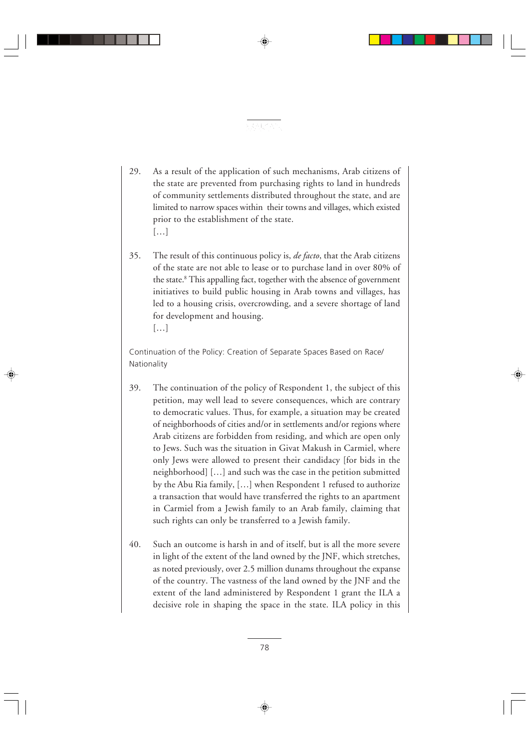29. As a result of the application of such mechanisms, Arab citizens of the state are prevented from purchasing rights to land in hundreds of community settlements distributed throughout the state, and are limited to narrow spaces within their towns and villages, which existed prior to the establishment of the state.
[…]

35. The result of this continuous policy is, *de facto*, that the Arab citizens of the state are not able to lease or to purchase land in over 80% of the state.[8] This appalling fact, together with the absence of government initiatives to build public housing in Arab towns and villages, has led to a housing crisis, overcrowding, and a severe shortage of land for development and housing.
[…]

Continuation of the Policy: Creation of Separate Spaces Based on Race/Nationality

39. The continuation of the policy of Respondent 1, the subject of this petition, may well lead to severe consequences, which are contrary to democratic values. Thus, for example, a situation may be created of neighborhoods of cities and/or in settlements and/or regions where Arab citizens are forbidden from residing, and which are open only to Jews. Such was the situation in Givat Makush in Carmiel, where only Jews were allowed to present their candidacy [for bids in the neighborhood] […] and such was the case in the petition submitted by the Abu Ria family, […] when Respondent 1 refused to authorize a transaction that would have transferred the rights to an apartment in Carmiel from a Jewish family to an Arab family, claiming that such rights can only be transferred to a Jewish family.

40. Such an outcome is harsh in and of itself, but is all the more severe in light of the extent of the land owned by the JNF, which stretches, as noted previously, over 2.5 million dunams throughout the expanse of the country. The vastness of the land owned by the JNF and the extent of the land administered by Respondent 1 grant the ILA a decisive role in shaping the space in the state. ILA policy in this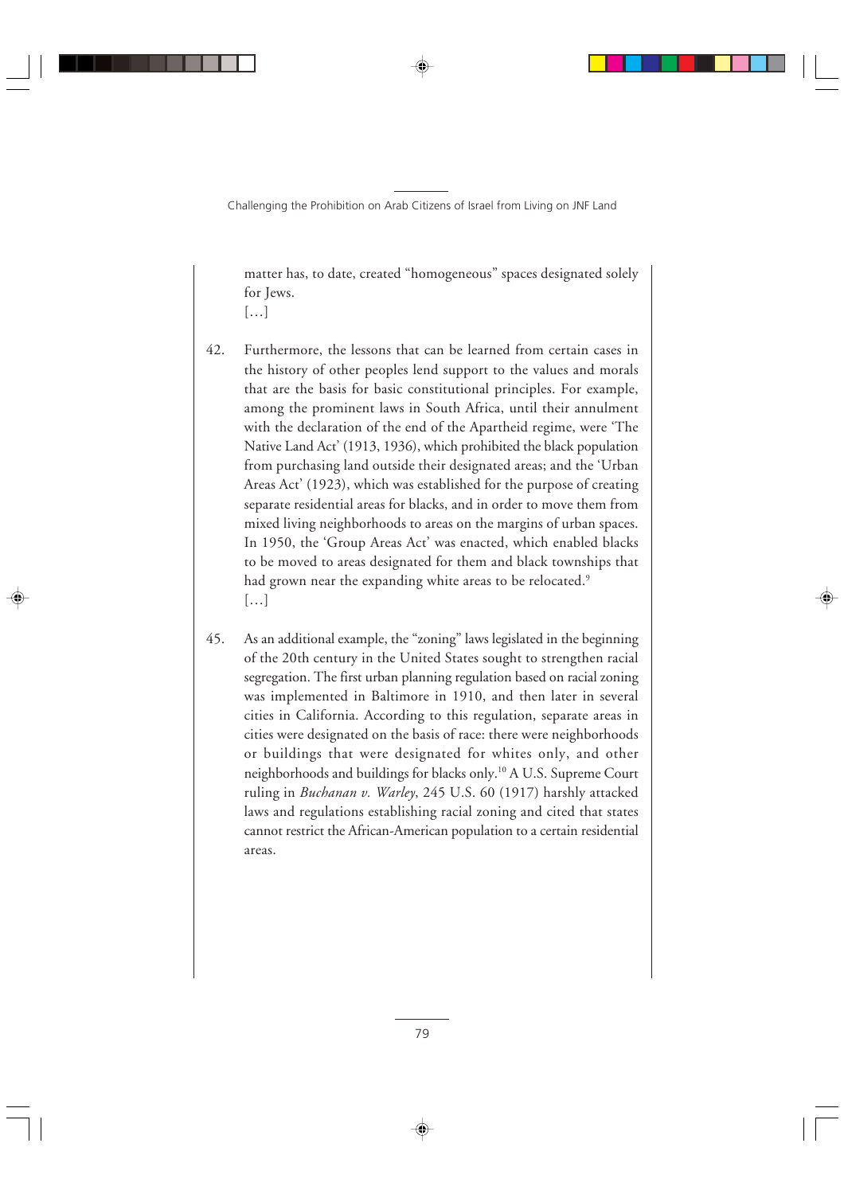matter has, to date, created "homogeneous" spaces designated solely for Jews.

[…]

42. Furthermore, the lessons that can be learned from certain cases in the history of other peoples lend support to the values and morals that are the basis for basic constitutional principles. For example, among the prominent laws in South Africa, until their annulment with the declaration of the end of the Apartheid regime, were 'The Native Land Act' (1913, 1936), which prohibited the black population from purchasing land outside their designated areas; and the 'Urban Areas Act' (1923), which was established for the purpose of creating separate residential areas for blacks, and in order to move them from mixed living neighborhoods to areas on the margins of urban spaces. In 1950, the 'Group Areas Act' was enacted, which enabled blacks to be moved to areas designated for them and black townships that had grown near the expanding white areas to be relocated.[9]

[…]

45. As an additional example, the "zoning" laws legislated in the beginning of the 20th century in the United States sought to strengthen racial segregation. The first urban planning regulation based on racial zoning was implemented in Baltimore in 1910, and then later in several cities in California. According to this regulation, separate areas in cities were designated on the basis of race: there were neighborhoods or buildings that were designated for whites only, and other neighborhoods and buildings for blacks only.[10] A U.S. Supreme Court ruling in *Buchanan v. Warley*, 245 U.S. 60 (1917) harshly attacked laws and regulations establishing racial zoning and cited that states cannot restrict the African-American population to a certain residential areas.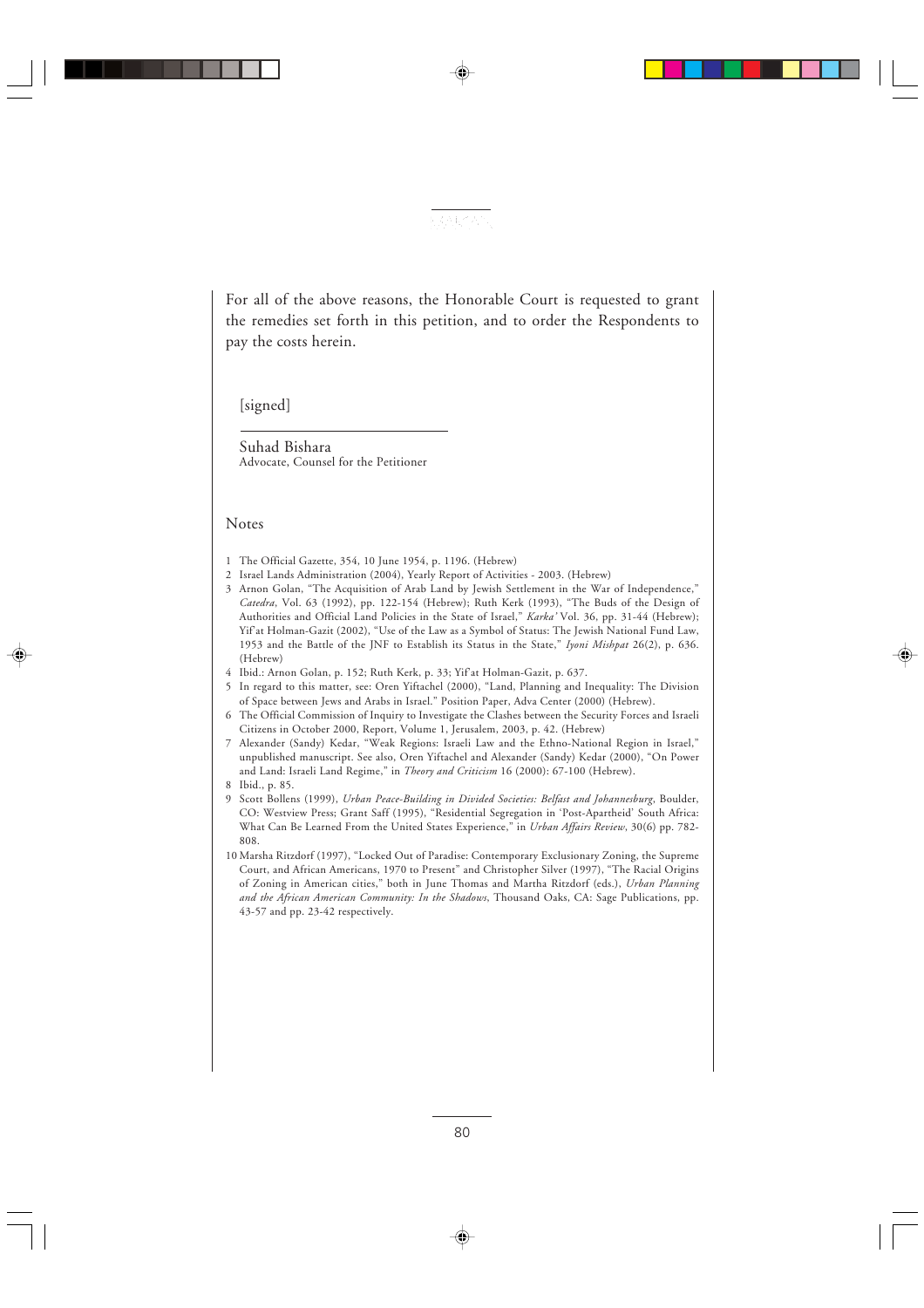For all of the above reasons, the Honorable Court is requested to grant the remedies set forth in this petition, and to order the Respondents to pay the costs herein.

[signed]

Suhad Bishara
Advocate, Counsel for the Petitioner

## Notes

1 The Official Gazette, 354, 10 June 1954, p. 1196. (Hebrew)

2 Israel Lands Administration (2004), Yearly Report of Activities - 2003. (Hebrew)

3 Arnon Golan, "The Acquisition of Arab Land by Jewish Settlement in the War of Independence," *Catedra*, Vol. 63 (1992), pp. 122-154 (Hebrew); Ruth Kerk (1993), "The Buds of the Design of Authorities and Official Land Policies in the State of Israel," *Karka'* Vol. 36, pp. 31-44 (Hebrew); Yif'at Holman-Gazit (2002), "Use of the Law as a Symbol of Status: The Jewish National Fund Law, 1953 and the Battle of the JNF to Establish its Status in the State," *Iyoni Mishpat* 26(2), p. 636. (Hebrew)

4 Ibid.: Arnon Golan, p. 152; Ruth Kerk, p. 33; Yif'at Holman-Gazit, p. 637.

5 In regard to this matter, see: Oren Yiftachel (2000), "Land, Planning and Inequality: The Division of Space between Jews and Arabs in Israel." Position Paper, Adva Center (2000) (Hebrew).

6 The Official Commission of Inquiry to Investigate the Clashes between the Security Forces and Israeli Citizens in October 2000, Report, Volume 1, Jerusalem, 2003, p. 42. (Hebrew)

7 Alexander (Sandy) Kedar, "Weak Regions: Israeli Law and the Ethno-National Region in Israel," unpublished manuscript. See also, Oren Yiftachel and Alexander (Sandy) Kedar (2000), "On Power and Land: Israeli Land Regime," in *Theory and Criticism* 16 (2000): 67-100 (Hebrew).

8 Ibid., p. 85.

9 Scott Bollens (1999), *Urban Peace-Building in Divided Societies: Belfast and Johannesburg*, Boulder, CO: Westview Press; Grant Saff (1995), "Residential Segregation in 'Post-Apartheid' South Africa: What Can Be Learned From the United States Experience," in *Urban Affairs Review*, 30(6) pp. 782-808.

10 Marsha Ritzdorf (1997), "Locked Out of Paradise: Contemporary Exclusionary Zoning, the Supreme Court, and African Americans, 1970 to Present" and Christopher Silver (1997), "The Racial Origins of Zoning in American cities," both in June Thomas and Martha Ritzdorf (eds.), *Urban Planning and the African American Community: In the Shadows*, Thousand Oaks, CA: Sage Publications, pp. 43-57 and pp. 23-42 respectively.